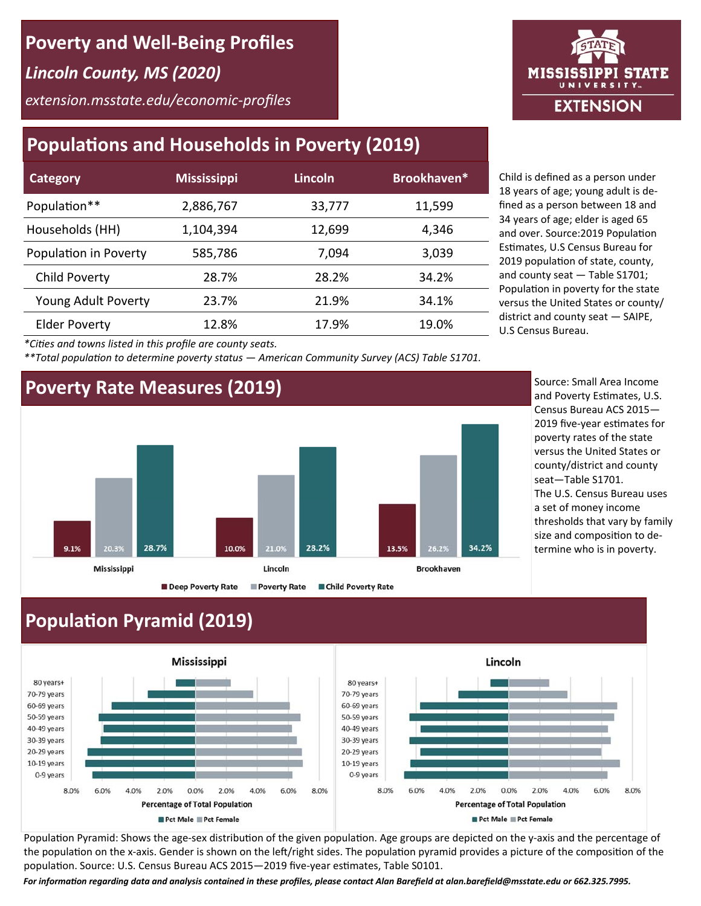# Poverty and Well-Being Profiles

*Lincoln County, MS (2020)*

*extension.msstate.edu/economic-profiles*

MISSISSIPPI STATE UNIVERSITY EXTENSION

## Populations and Households in Poverty (2019)

| Category | Mississippi | Lincoln | Brookhaven* |
|---|---|---|---|
| Population** | 2,886,767 | 33,777 | 11,599 |
| Households (HH) | 1,104,394 | 12,699 | 4,346 |
| Population in Poverty | 585,786 | 7,094 | 3,039 |
| Child Poverty | 28.7% | 28.2% | 34.2% |
| Young Adult Poverty | 23.7% | 21.9% | 34.1% |
| Elder Poverty | 12.8% | 17.9% | 19.0% |

*Cities and towns listed in this profile are county seats.

**Total population to determine poverty status — American Community Survey (ACS) Table S1701.

Child is defined as a person under 18 years of age; young adult is defined as a person between 18 and 34 years of age; elder is aged 65 and over. Source:2019 Population Estimates, U.S Census Bureau for 2019 population of state, county, and county seat — Table S1701; Population in poverty for the state versus the United States or county/district and county seat — SAIPE, U.S Census Bureau.

## Poverty Rate Measures (2019)

| | Deep Poverty Rate | Poverty Rate | Child Poverty Rate |
|---|---|---|---|
| Mississippi | 9.1% | 20.3% | 28.7% |
| Lincoln | 10.0% | 21.0% | 28.2% |
| Brookhaven | 13.5% | 26.2% | 34.2% |

Source: Small Area Income and Poverty Estimates, U.S. Census Bureau ACS 2015—2019 five-year estimates for poverty rates of the state versus the United States or county/district and county seat—Table S1701.
The U.S. Census Bureau uses a set of money income thresholds that vary by family size and composition to determine who is in poverty.

## Population Pyramid (2019)

Charts: Mississippi and Lincoln population pyramids by age group (0-9 years through 80 years+), Percentage of Total Population, Pct Male / Pct Female.

Population Pyramid: Shows the age-sex distribution of the given population. Age groups are depicted on the y-axis and the percentage of the population on the x-axis. Gender is shown on the left/right sides. The population pyramid provides a picture of the composition of the population. Source: U.S. Census Bureau ACS 2015—2019 five-year estimates, Table S0101.

***For information regarding data and analysis contained in these profiles, please contact Alan Barefield at alan.barefield@msstate.edu or 662.325.7995.***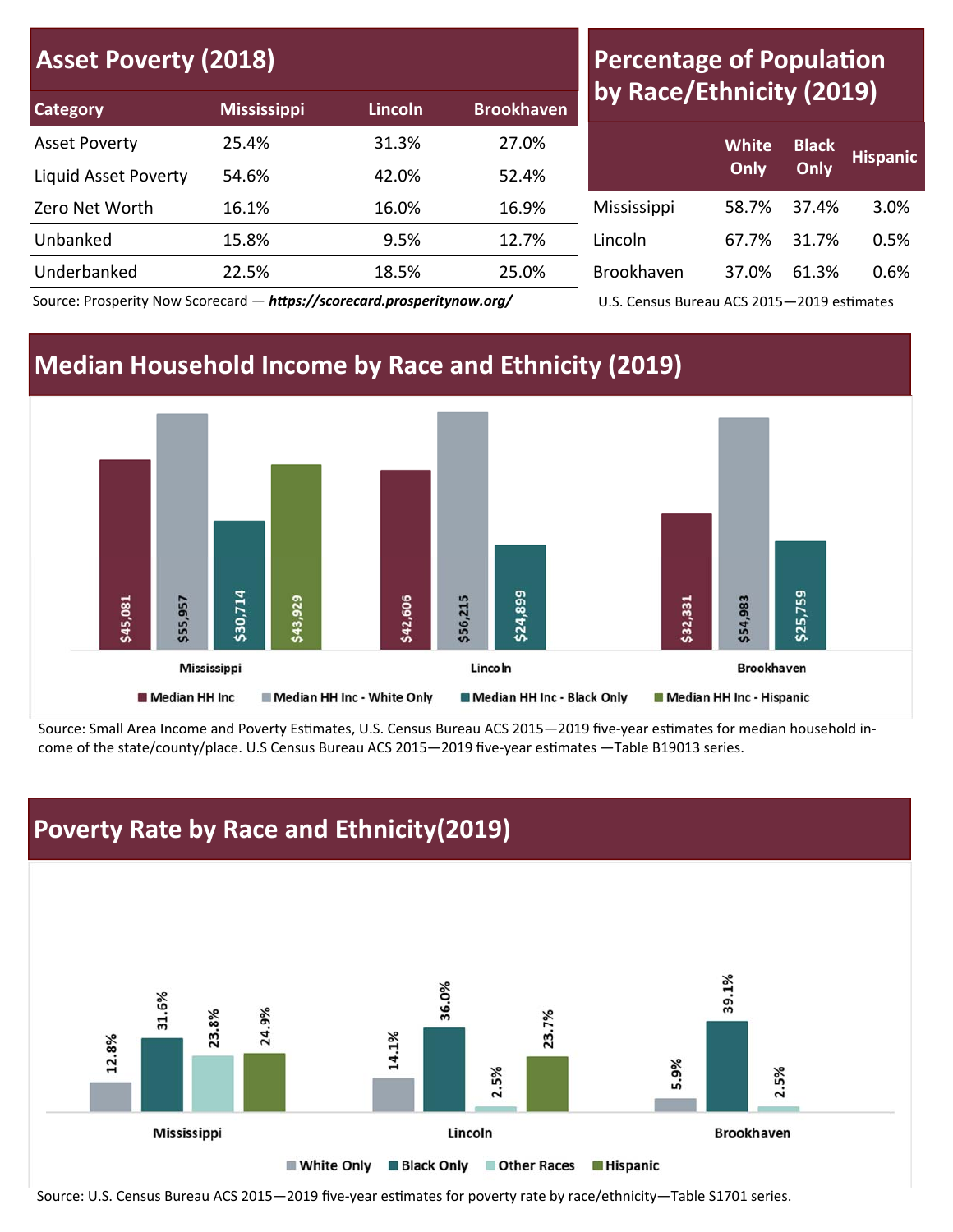## Asset Poverty (2018)

| Category | Mississippi | Lincoln | Brookhaven |
|---|---|---|---|
| Asset Poverty | 25.4% | 31.3% | 27.0% |
| Liquid Asset Poverty | 54.6% | 42.0% | 52.4% |
| Zero Net Worth | 16.1% | 16.0% | 16.9% |
| Unbanked | 15.8% | 9.5% | 12.7% |
| Underbanked | 22.5% | 18.5% | 25.0% |

Source: Prosperity Now Scorecard — ***https://scorecard.prosperitynow.org/***

## Percentage of Population by Race/Ethnicity (2019)

| | White Only | Black Only | Hispanic |
|---|---|---|---|
| Mississippi | 58.7% | 37.4% | 3.0% |
| Lincoln | 67.7% | 31.7% | 0.5% |
| Brookhaven | 37.0% | 61.3% | 0.6% |

U.S. Census Bureau ACS 2015—2019 estimates

## Median Household Income by Race and Ethnicity (2019)

| | Median HH Inc | Median HH Inc - White Only | Median HH Inc - Black Only | Median HH Inc - Hispanic |
|---|---|---|---|---|
| Mississippi | $45,081 | $55,957 | $30,714 | $43,929 |
| Lincoln | $42,606 | $56,215 | $24,899 | |
| Brookhaven | $32,331 | $54,983 | $25,759 | |

Source: Small Area Income and Poverty Estimates, U.S. Census Bureau ACS 2015—2019 five-year estimates for median household income of the state/county/place. U.S Census Bureau ACS 2015—2019 five-year estimates —Table B19013 series.

## Poverty Rate by Race and Ethnicity(2019)

| | White Only | Black Only | Other Races | Hispanic |
|---|---|---|---|---|
| Mississippi | 12.8% | 31.6% | 23.8% | 24.3% |
| Lincoln | 14.1% | 36.0% | 2.5% | 23.7% |
| Brookhaven | 5.9% | 39.1% | 2.5% | |

Source: U.S. Census Bureau ACS 2015—2019 five-year estimates for poverty rate by race/ethnicity—Table S1701 series.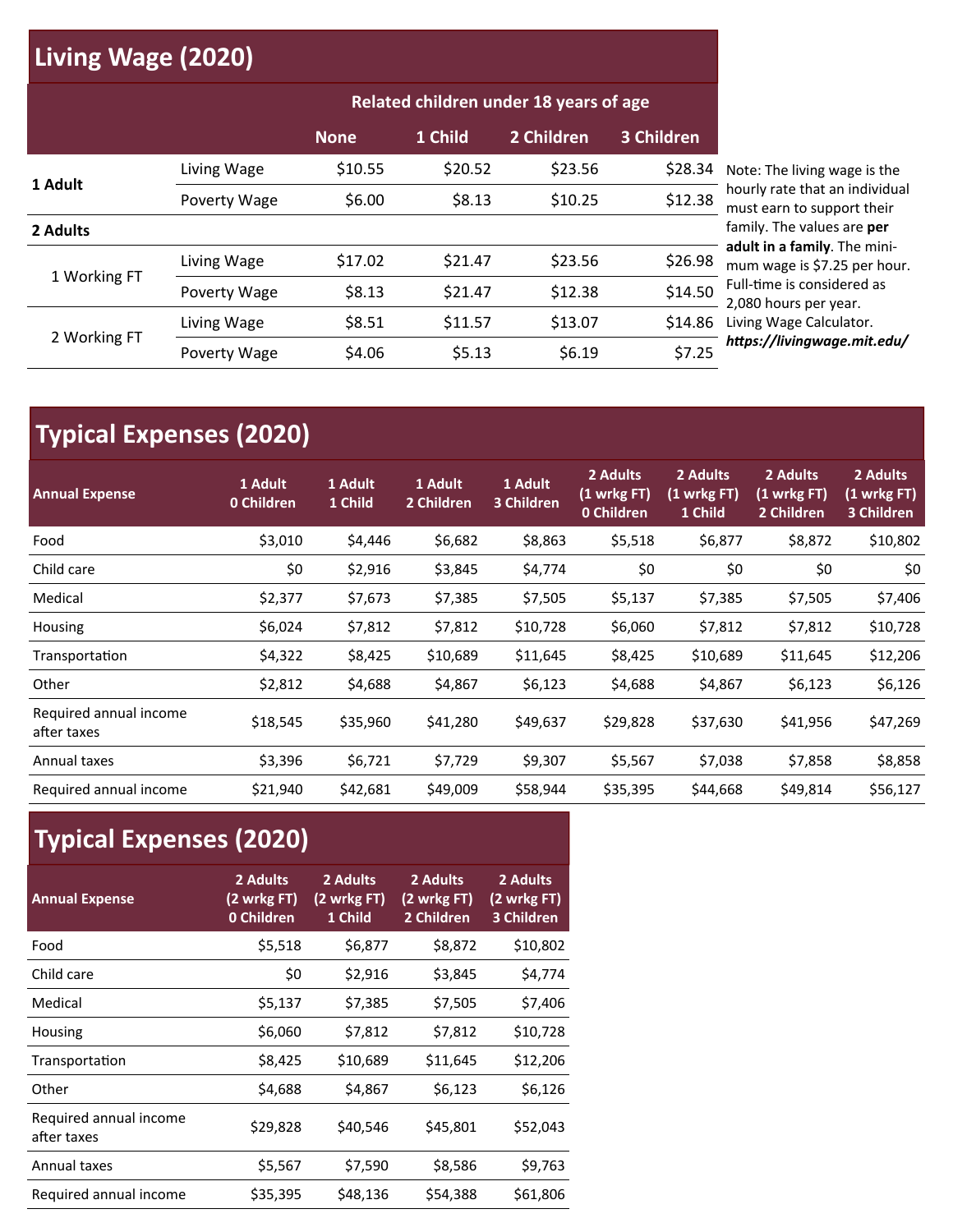## Living Wage (2020)

| | | Related children under 18 years of age | | | |
|---|---|---|---|---|---|
| | | None | 1 Child | 2 Children | 3 Children |
| 1 Adult | Living Wage | $10.55 | $20.52 | $23.56 | $28.34 |
| | Poverty Wage | $6.00 | $8.13 | $10.25 | $12.38 |
| 2 Adults | | | | | |
| 1 Working FT | Living Wage | $17.02 | $21.47 | $23.56 | $26.98 |
| | Poverty Wage | $8.13 | $21.47 | $12.38 | $14.50 |
| 2 Working FT | Living Wage | $8.51 | $11.57 | $13.07 | $14.86 |
| | Poverty Wage | $4.06 | $5.13 | $6.19 | $7.25 |

Note: The living wage is the hourly rate that an individual must earn to support their family. The values are **per adult in a family**. The minimum wage is $7.25 per hour. Full-time is considered as 2,080 hours per year. Living Wage Calculator. ***https://livingwage.mit.edu/***

## Typical Expenses (2020)

| Annual Expense | 1 Adult 0 Children | 1 Adult 1 Child | 1 Adult 2 Children | 1 Adult 3 Children | 2 Adults (1 wrkg FT) 0 Children | 2 Adults (1 wrkg FT) 1 Child | 2 Adults (1 wrkg FT) 2 Children | 2 Adults (1 wrkg FT) 3 Children |
|---|---|---|---|---|---|---|---|---|
| Food | $3,010 | $4,446 | $6,682 | $8,863 | $5,518 | $6,877 | $8,872 | $10,802 |
| Child care | $0 | $2,916 | $3,845 | $4,774 | $0 | $0 | $0 | $0 |
| Medical | $2,377 | $7,673 | $7,385 | $7,505 | $5,137 | $7,385 | $7,505 | $7,406 |
| Housing | $6,024 | $7,812 | $7,812 | $10,728 | $6,060 | $7,812 | $7,812 | $10,728 |
| Transportation | $4,322 | $8,425 | $10,689 | $11,645 | $8,425 | $10,689 | $11,645 | $12,206 |
| Other | $2,812 | $4,688 | $4,867 | $6,123 | $4,688 | $4,867 | $6,123 | $6,126 |
| Required annual income after taxes | $18,545 | $35,960 | $41,280 | $49,637 | $29,828 | $37,630 | $41,956 | $47,269 |
| Annual taxes | $3,396 | $6,721 | $7,729 | $9,307 | $5,567 | $7,038 | $7,858 | $8,858 |
| Required annual income | $21,940 | $42,681 | $49,009 | $58,944 | $35,395 | $44,668 | $49,814 | $56,127 |

## Typical Expenses (2020)

| Annual Expense | 2 Adults (2 wrkg FT) 0 Children | 2 Adults (2 wrkg FT) 1 Child | 2 Adults (2 wrkg FT) 2 Children | 2 Adults (2 wrkg FT) 3 Children |
|---|---|---|---|---|
| Food | $5,518 | $6,877 | $8,872 | $10,802 |
| Child care | $0 | $2,916 | $3,845 | $4,774 |
| Medical | $5,137 | $7,385 | $7,505 | $7,406 |
| Housing | $6,060 | $7,812 | $7,812 | $10,728 |
| Transportation | $8,425 | $10,689 | $11,645 | $12,206 |
| Other | $4,688 | $4,867 | $6,123 | $6,126 |
| Required annual income after taxes | $29,828 | $40,546 | $45,801 | $52,043 |
| Annual taxes | $5,567 | $7,590 | $8,586 | $9,763 |
| Required annual income | $35,395 | $48,136 | $54,388 | $61,806 |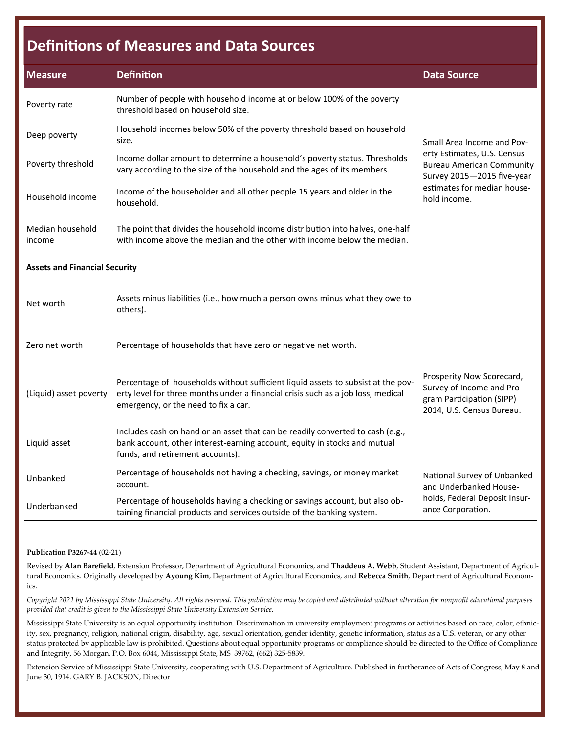## Definitions of Measures and Data Sources

| Measure | Definition | Data Source |
| --- | --- | --- |
| Poverty rate | Number of people with household income at or below 100% of the poverty threshold based on household size. | Small Area Income and Poverty Estimates, U.S. Census Bureau American Community Survey 2015—2015 five-year estimates for median household income. |
| Deep poverty | Household incomes below 50% of the poverty threshold based on household size. | |
| Poverty threshold | Income dollar amount to determine a household's poverty status. Thresholds vary according to the size of the household and the ages of its members. | |
| Household income | Income of the householder and all other people 15 years and older in the household. | |
| Median household income | The point that divides the household income distribution into halves, one-half with income above the median and the other with income below the median. | |
| **Assets and Financial Security** | | |
| Net worth | Assets minus liabilities (i.e., how much a person owns minus what they owe to others). | Prosperity Now Scorecard, Survey of Income and Program Participation (SIPP) 2014, U.S. Census Bureau. |
| Zero net worth | Percentage of households that have zero or negative net worth. | |
| (Liquid) asset poverty | Percentage of households without sufficient liquid assets to subsist at the poverty level for three months under a financial crisis such as a job loss, medical emergency, or the need to fix a car. | |
| Liquid asset | Includes cash on hand or an asset that can be readily converted to cash (e.g., bank account, other interest-earning account, equity in stocks and mutual funds, and retirement accounts). | |
| Unbanked | Percentage of households not having a checking, savings, or money market account. | National Survey of Unbanked and Underbanked Households, Federal Deposit Insurance Corporation. |
| Underbanked | Percentage of households having a checking or savings account, but also obtaining financial products and services outside of the banking system. | |

**Publication P3267-44** (02-21)

Revised by **Alan Barefield**, Extension Professor, Department of Agricultural Economics, and **Thaddeus A. Webb**, Student Assistant, Department of Agricultural Economics. Originally developed by **Ayoung Kim**, Department of Agricultural Economics, and **Rebecca Smith**, Department of Agricultural Economics.

*Copyright 2021 by Mississippi State University. All rights reserved. This publication may be copied and distributed without alteration for nonprofit educational purposes provided that credit is given to the Mississippi State University Extension Service.*

Mississippi State University is an equal opportunity institution. Discrimination in university employment programs or activities based on race, color, ethnicity, sex, pregnancy, religion, national origin, disability, age, sexual orientation, gender identity, genetic information, status as a U.S. veteran, or any other status protected by applicable law is prohibited. Questions about equal opportunity programs or compliance should be directed to the Office of Compliance and Integrity, 56 Morgan, P.O. Box 6044, Mississippi State, MS 39762, (662) 325-5839.

Extension Service of Mississippi State University, cooperating with U.S. Department of Agriculture. Published in furtherance of Acts of Congress, May 8 and June 30, 1914. GARY B. JACKSON, Director